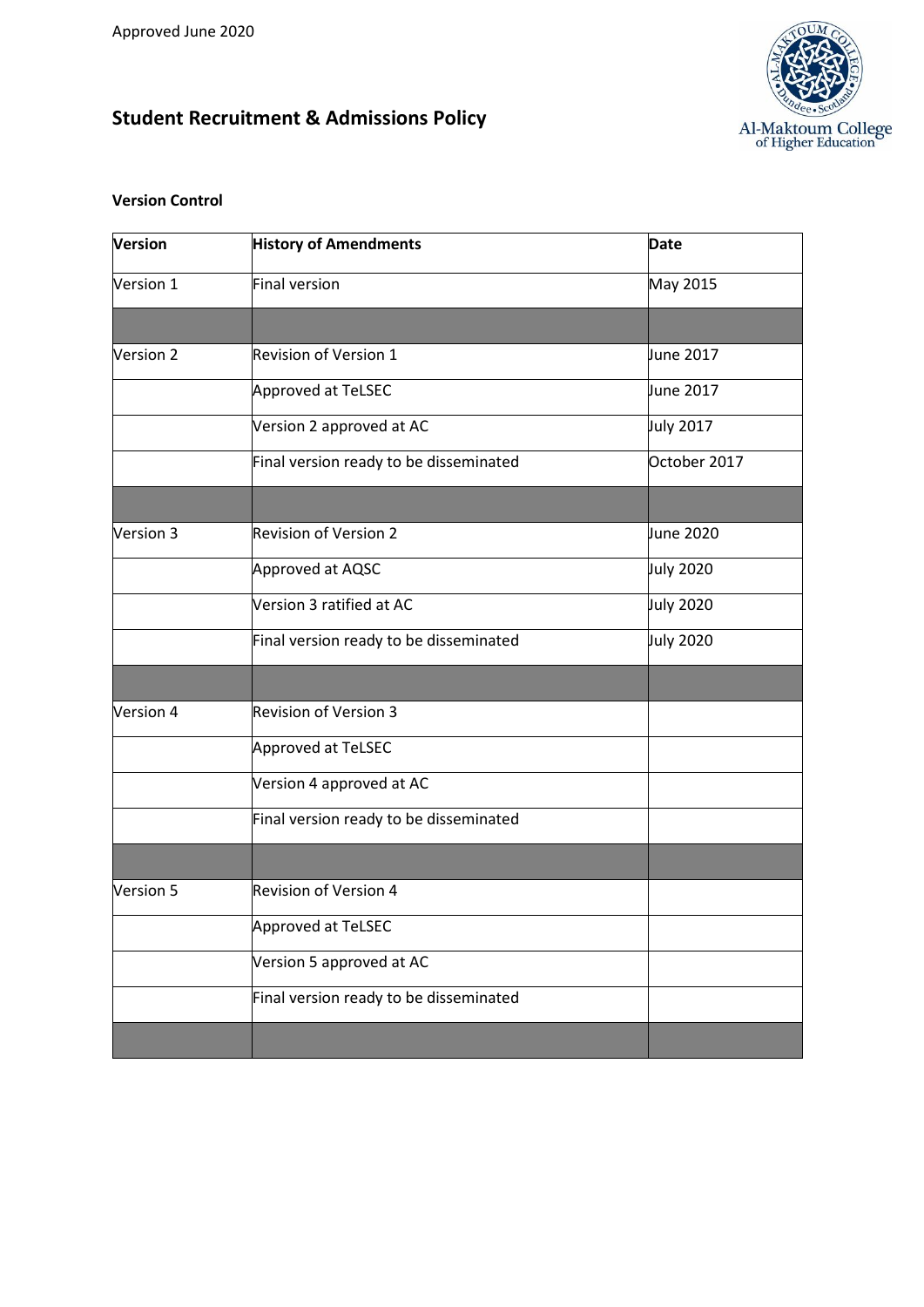Approved June 2020

# Student Recruitment & Admissions Policy

**Version Control**

| Version | History of Amendments | Date |
|---|---|---|
| Version 1 | Final version | May 2015 |
| | | |
| Version 2 | Revision of Version 1 | June 2017 |
| | Approved at TeLSEC | June 2017 |
| | Version 2 approved at AC | July 2017 |
| | Final version ready to be disseminated | October 2017 |
| | | |
| Version 3 | Revision of Version 2 | June 2020 |
| | Approved at AQSC | July 2020 |
| | Version 3 ratified at AC | July 2020 |
| | Final version ready to be disseminated | July 2020 |
| | | |
| Version 4 | Revision of Version 3 | |
| | Approved at TeLSEC | |
| | Version 4 approved at AC | |
| | Final version ready to be disseminated | |
| | | |
| Version 5 | Revision of Version 4 | |
| | Approved at TeLSEC | |
| | Version 5 approved at AC | |
| | Final version ready to be disseminated | |
| | | |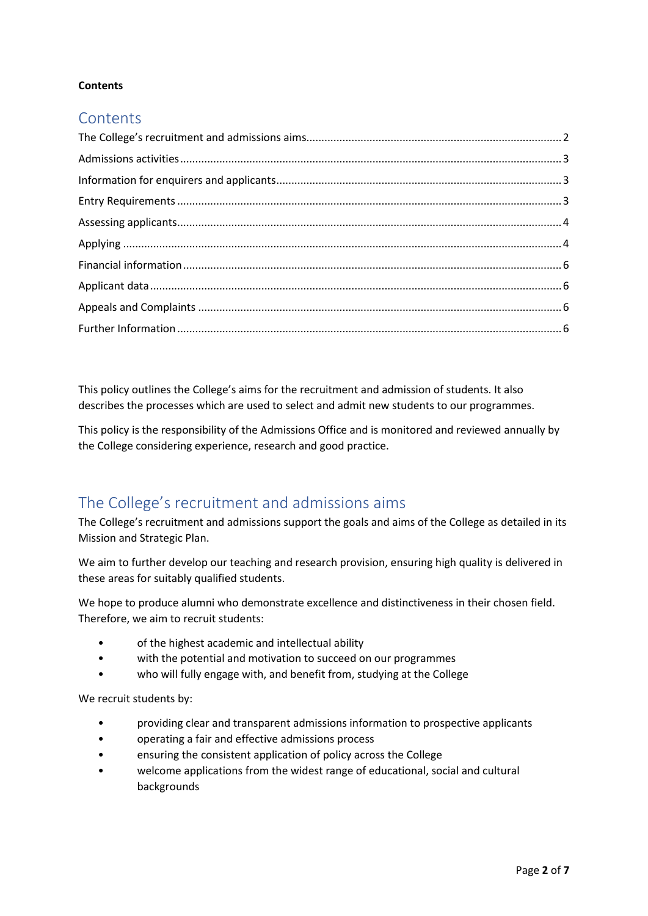**Contents**

# Contents

The College's recruitment and admissions aims ........ 2
Admissions activities ........ 3
Information for enquirers and applicants ........ 3
Entry Requirements ........ 3
Assessing applicants ........ 4
Applying ........ 4
Financial information ........ 6
Applicant data ........ 6
Appeals and Complaints ........ 6
Further Information ........ 6

This policy outlines the College's aims for the recruitment and admission of students. It also describes the processes which are used to select and admit new students to our programmes.

This policy is the responsibility of the Admissions Office and is monitored and reviewed annually by the College considering experience, research and good practice.

## The College's recruitment and admissions aims

The College's recruitment and admissions support the goals and aims of the College as detailed in its Mission and Strategic Plan.

We aim to further develop our teaching and research provision, ensuring high quality is delivered in these areas for suitably qualified students.

We hope to produce alumni who demonstrate excellence and distinctiveness in their chosen field. Therefore, we aim to recruit students:

- of the highest academic and intellectual ability
- with the potential and motivation to succeed on our programmes
- who will fully engage with, and benefit from, studying at the College

We recruit students by:

- providing clear and transparent admissions information to prospective applicants
- operating a fair and effective admissions process
- ensuring the consistent application of policy across the College
- welcome applications from the widest range of educational, social and cultural backgrounds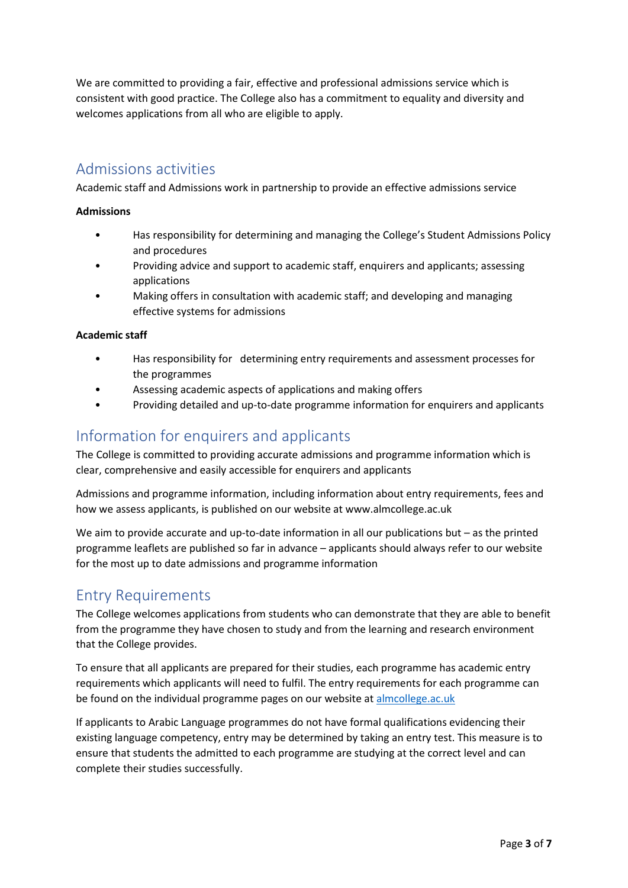We are committed to providing a fair, effective and professional admissions service which is consistent with good practice. The College also has a commitment to equality and diversity and welcomes applications from all who are eligible to apply.

## Admissions activities

Academic staff and Admissions work in partnership to provide an effective admissions service

**Admissions**

- Has responsibility for determining and managing the College's Student Admissions Policy and procedures
- Providing advice and support to academic staff, enquirers and applicants; assessing applications
- Making offers in consultation with academic staff; and developing and managing effective systems for admissions

**Academic staff**

- Has responsibility for determining entry requirements and assessment processes for the programmes
- Assessing academic aspects of applications and making offers
- Providing detailed and up-to-date programme information for enquirers and applicants

## Information for enquirers and applicants

The College is committed to providing accurate admissions and programme information which is clear, comprehensive and easily accessible for enquirers and applicants

Admissions and programme information, including information about entry requirements, fees and how we assess applicants, is published on our website at www.almcollege.ac.uk

We aim to provide accurate and up-to-date information in all our publications but – as the printed programme leaflets are published so far in advance – applicants should always refer to our website for the most up to date admissions and programme information

## Entry Requirements

The College welcomes applications from students who can demonstrate that they are able to benefit from the programme they have chosen to study and from the learning and research environment that the College provides.

To ensure that all applicants are prepared for their studies, each programme has academic entry requirements which applicants will need to fulfil. The entry requirements for each programme can be found on the individual programme pages on our website at [almcollege.ac.uk](almcollege.ac.uk)

If applicants to Arabic Language programmes do not have formal qualifications evidencing their existing language competency, entry may be determined by taking an entry test. This measure is to ensure that students the admitted to each programme are studying at the correct level and can complete their studies successfully.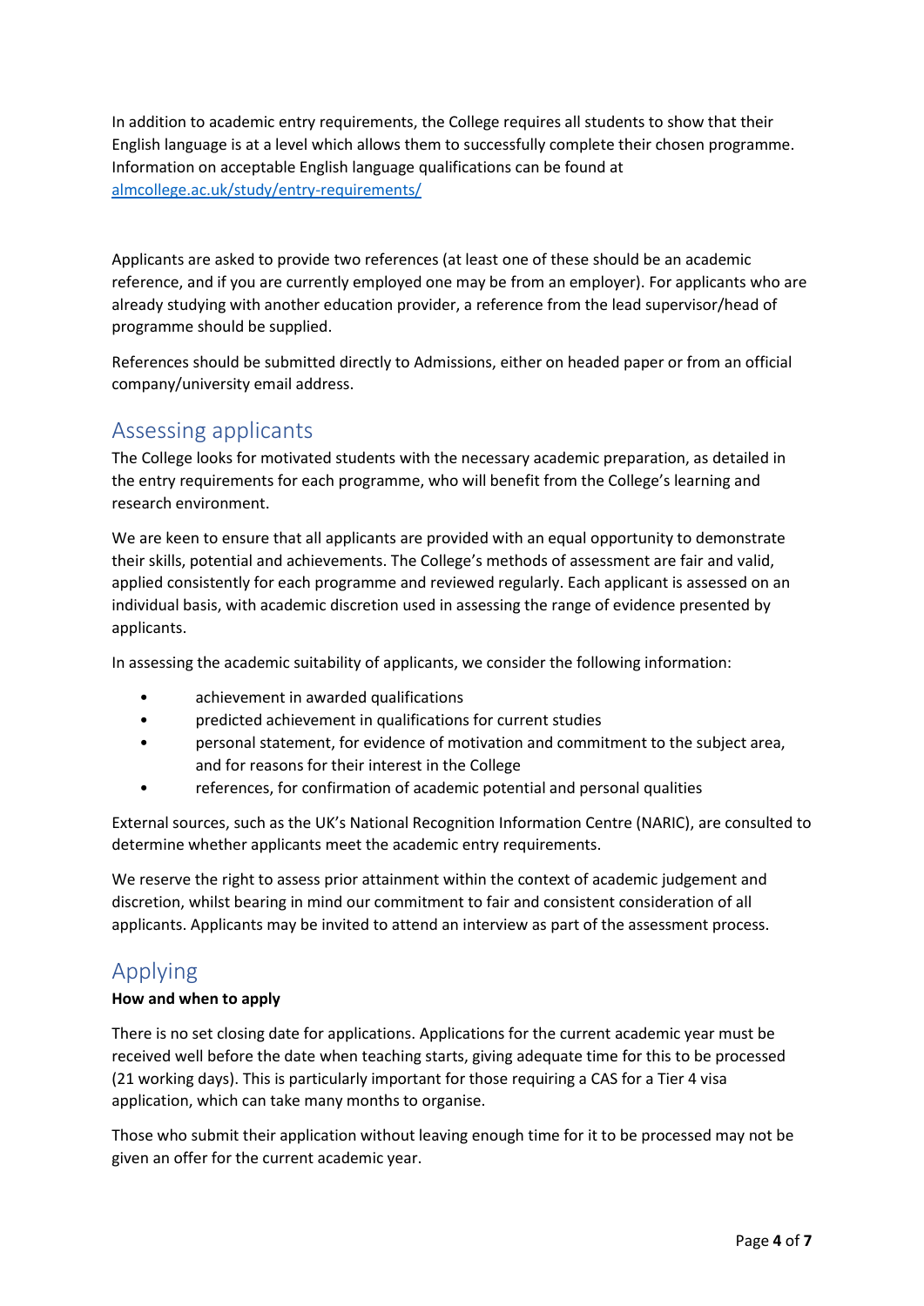In addition to academic entry requirements, the College requires all students to show that their English language is at a level which allows them to successfully complete their chosen programme. Information on acceptable English language qualifications can be found at [almcollege.ac.uk/study/entry-requirements/](almcollege.ac.uk/study/entry-requirements/)

Applicants are asked to provide two references (at least one of these should be an academic reference, and if you are currently employed one may be from an employer). For applicants who are already studying with another education provider, a reference from the lead supervisor/head of programme should be supplied.

References should be submitted directly to Admissions, either on headed paper or from an official company/university email address.

## Assessing applicants

The College looks for motivated students with the necessary academic preparation, as detailed in the entry requirements for each programme, who will benefit from the College's learning and research environment.

We are keen to ensure that all applicants are provided with an equal opportunity to demonstrate their skills, potential and achievements. The College's methods of assessment are fair and valid, applied consistently for each programme and reviewed regularly. Each applicant is assessed on an individual basis, with academic discretion used in assessing the range of evidence presented by applicants.

In assessing the academic suitability of applicants, we consider the following information:

- achievement in awarded qualifications
- predicted achievement in qualifications for current studies
- personal statement, for evidence of motivation and commitment to the subject area, and for reasons for their interest in the College
- references, for confirmation of academic potential and personal qualities

External sources, such as the UK's National Recognition Information Centre (NARIC), are consulted to determine whether applicants meet the academic entry requirements.

We reserve the right to assess prior attainment within the context of academic judgement and discretion, whilst bearing in mind our commitment to fair and consistent consideration of all applicants. Applicants may be invited to attend an interview as part of the assessment process.

## Applying

**How and when to apply**

There is no set closing date for applications. Applications for the current academic year must be received well before the date when teaching starts, giving adequate time for this to be processed (21 working days). This is particularly important for those requiring a CAS for a Tier 4 visa application, which can take many months to organise.

Those who submit their application without leaving enough time for it to be processed may not be given an offer for the current academic year.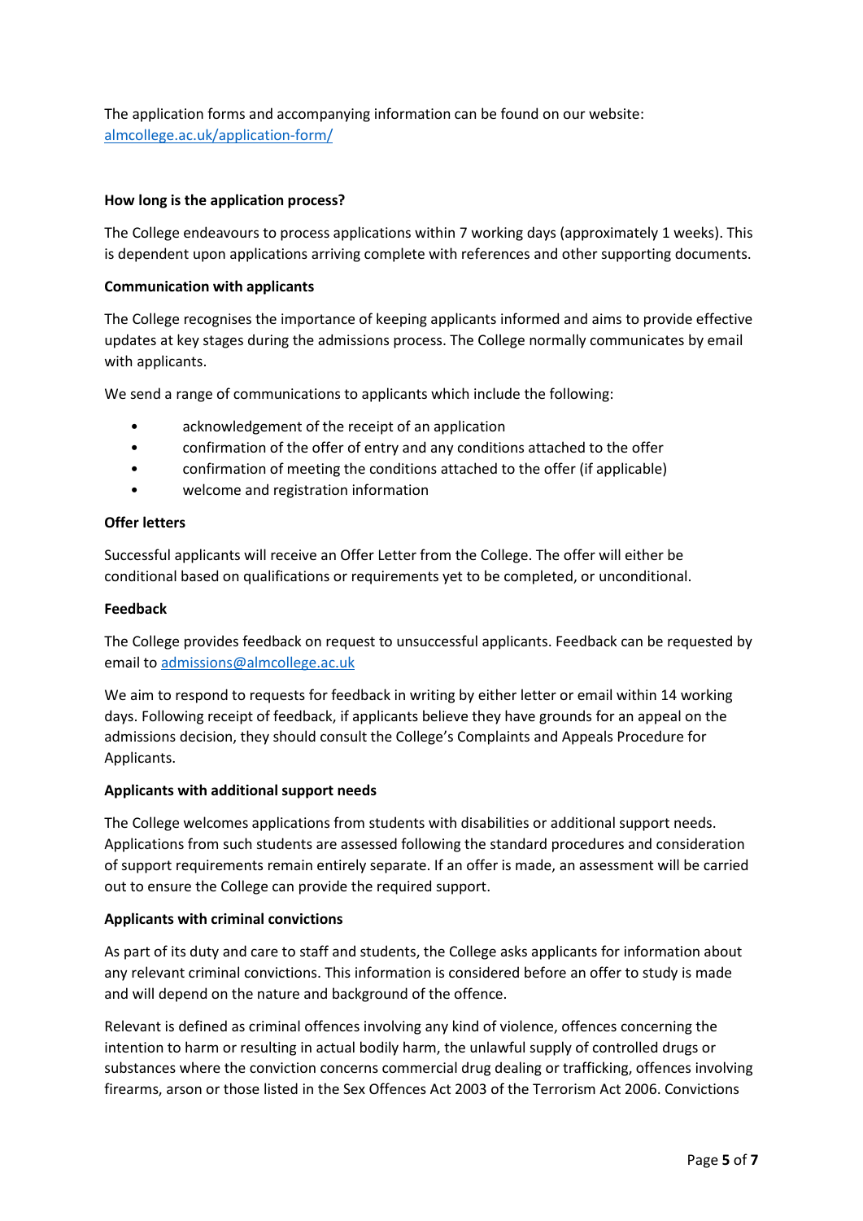The application forms and accompanying information can be found on our website: [almcollege.ac.uk/application-form/](almcollege.ac.uk/application-form/)

**How long is the application process?**

The College endeavours to process applications within 7 working days (approximately 1 weeks). This is dependent upon applications arriving complete with references and other supporting documents.

**Communication with applicants**

The College recognises the importance of keeping applicants informed and aims to provide effective updates at key stages during the admissions process. The College normally communicates by email with applicants.

We send a range of communications to applicants which include the following:

- acknowledgement of the receipt of an application
- confirmation of the offer of entry and any conditions attached to the offer
- confirmation of meeting the conditions attached to the offer (if applicable)
- welcome and registration information

**Offer letters**

Successful applicants will receive an Offer Letter from the College. The offer will either be conditional based on qualifications or requirements yet to be completed, or unconditional.

**Feedback**

The College provides feedback on request to unsuccessful applicants. Feedback can be requested by email to [admissions@almcollege.ac.uk](mailto:admissions@almcollege.ac.uk)

We aim to respond to requests for feedback in writing by either letter or email within 14 working days. Following receipt of feedback, if applicants believe they have grounds for an appeal on the admissions decision, they should consult the College's Complaints and Appeals Procedure for Applicants.

**Applicants with additional support needs**

The College welcomes applications from students with disabilities or additional support needs. Applications from such students are assessed following the standard procedures and consideration of support requirements remain entirely separate. If an offer is made, an assessment will be carried out to ensure the College can provide the required support.

**Applicants with criminal convictions**

As part of its duty and care to staff and students, the College asks applicants for information about any relevant criminal convictions. This information is considered before an offer to study is made and will depend on the nature and background of the offence.

Relevant is defined as criminal offences involving any kind of violence, offences concerning the intention to harm or resulting in actual bodily harm, the unlawful supply of controlled drugs or substances where the conviction concerns commercial drug dealing or trafficking, offences involving firearms, arson or those listed in the Sex Offences Act 2003 of the Terrorism Act 2006. Convictions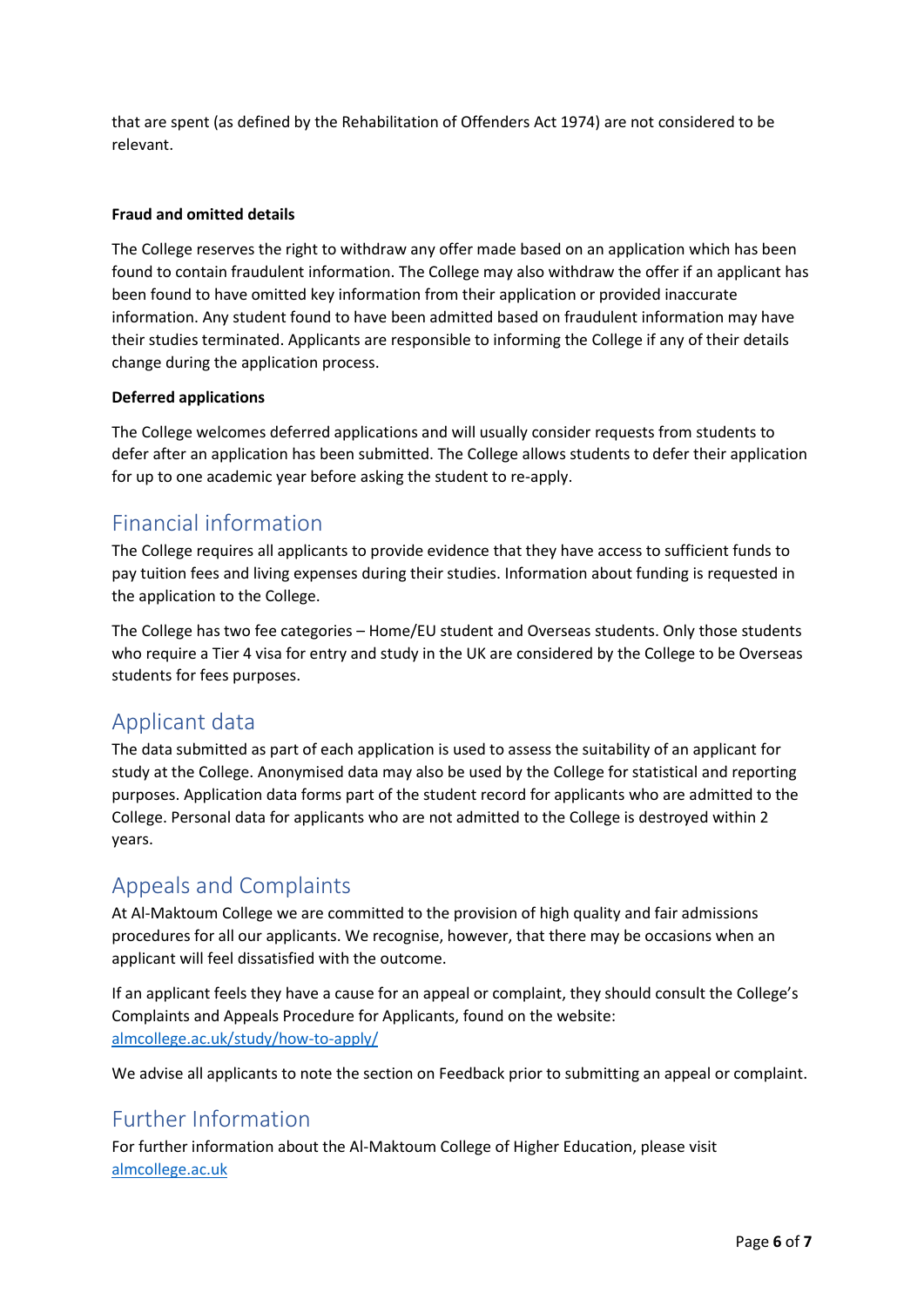that are spent (as defined by the Rehabilitation of Offenders Act 1974) are not considered to be relevant.

**Fraud and omitted details**

The College reserves the right to withdraw any offer made based on an application which has been found to contain fraudulent information. The College may also withdraw the offer if an applicant has been found to have omitted key information from their application or provided inaccurate information. Any student found to have been admitted based on fraudulent information may have their studies terminated. Applicants are responsible to informing the College if any of their details change during the application process.

**Deferred applications**

The College welcomes deferred applications and will usually consider requests from students to defer after an application has been submitted. The College allows students to defer their application for up to one academic year before asking the student to re-apply.

## Financial information

The College requires all applicants to provide evidence that they have access to sufficient funds to pay tuition fees and living expenses during their studies. Information about funding is requested in the application to the College.

The College has two fee categories – Home/EU student and Overseas students. Only those students who require a Tier 4 visa for entry and study in the UK are considered by the College to be Overseas students for fees purposes.

## Applicant data

The data submitted as part of each application is used to assess the suitability of an applicant for study at the College. Anonymised data may also be used by the College for statistical and reporting purposes. Application data forms part of the student record for applicants who are admitted to the College. Personal data for applicants who are not admitted to the College is destroyed within 2 years.

## Appeals and Complaints

At Al-Maktoum College we are committed to the provision of high quality and fair admissions procedures for all our applicants. We recognise, however, that there may be occasions when an applicant will feel dissatisfied with the outcome.

If an applicant feels they have a cause for an appeal or complaint, they should consult the College's Complaints and Appeals Procedure for Applicants, found on the website: [almcollege.ac.uk/study/how-to-apply/](almcollege.ac.uk/study/how-to-apply/)

We advise all applicants to note the section on Feedback prior to submitting an appeal or complaint.

## Further Information

For further information about the Al-Maktoum College of Higher Education, please visit [almcollege.ac.uk](almcollege.ac.uk)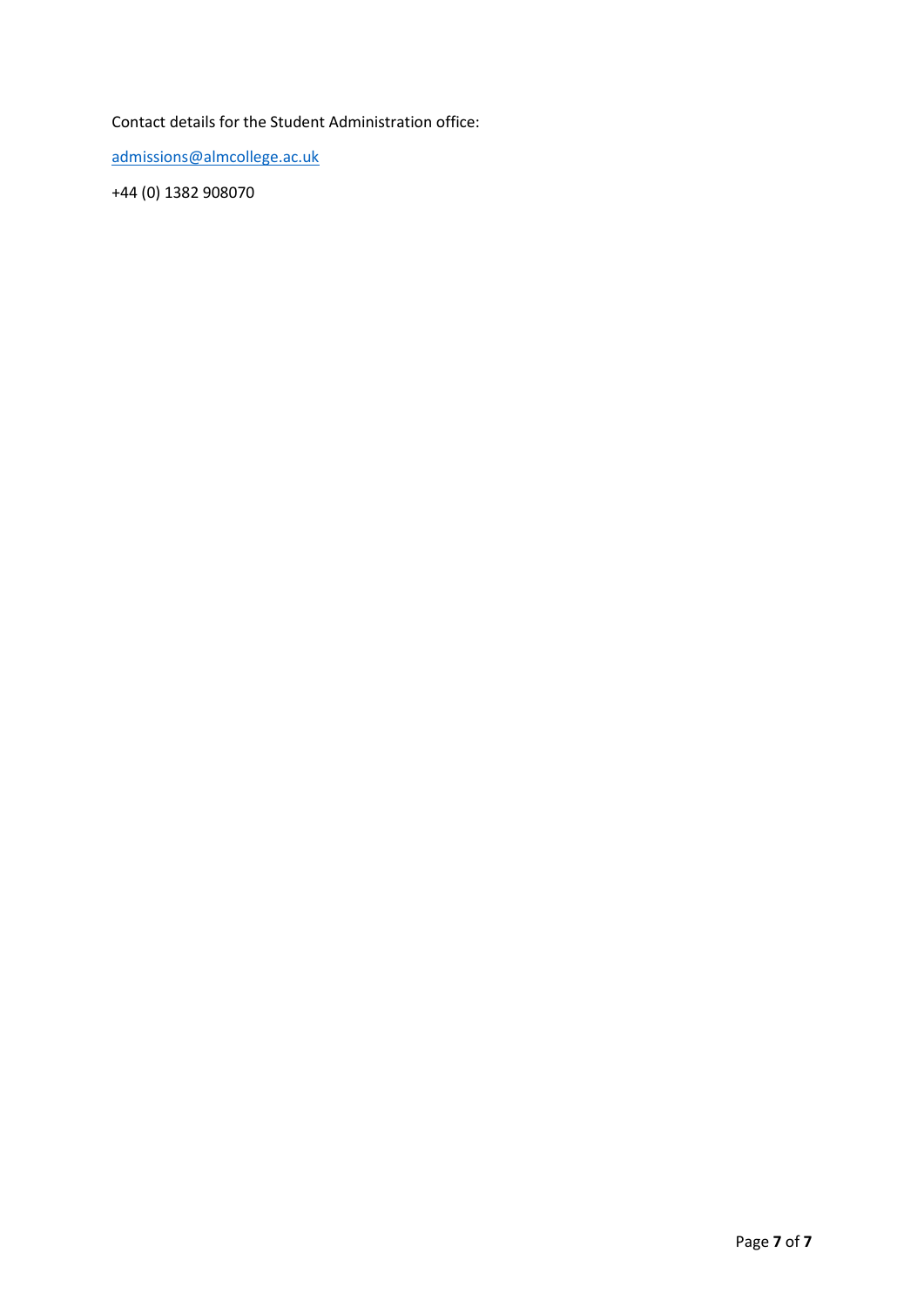Contact details for the Student Administration office:

admissions@almcollege.ac.uk

+44 (0) 1382 908070